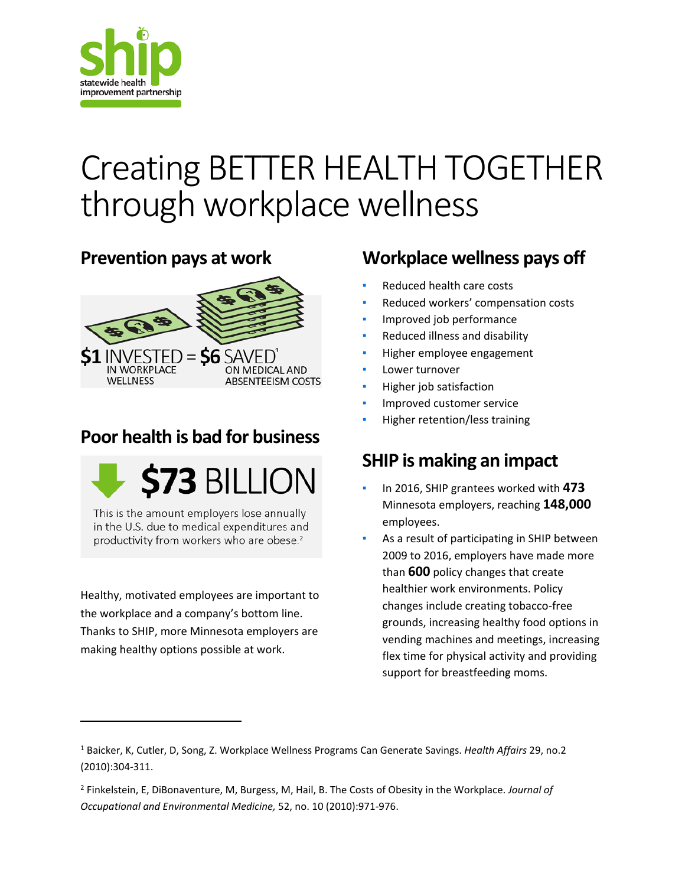ship
statewide health improvement partnership

# Creating BETTER HEALTH TOGETHER through workplace wellness

## Prevention pays at work

**$1** INVESTED IN WORKPLACE WELLNESS = **$6** SAVED[1] ON MEDICAL AND ABSENTEEISM COSTS

## Poor health is bad for business

**$73** BILLION

This is the amount employers lose annually in the U.S. due to medical expenditures and productivity from workers who are obese.[2]

Healthy, motivated employees are important to the workplace and a company's bottom line. Thanks to SHIP, more Minnesota employers are making healthy options possible at work.

## Workplace wellness pays off

- Reduced health care costs
- Reduced workers' compensation costs
- Improved job performance
- Reduced illness and disability
- Higher employee engagement
- Lower turnover
- Higher job satisfaction
- Improved customer service
- Higher retention/less training

## SHIP is making an impact

- In 2016, SHIP grantees worked with **473** Minnesota employers, reaching **148,000** employees.
- As a result of participating in SHIP between 2009 to 2016, employers have made more than **600** policy changes that create healthier work environments. Policy changes include creating tobacco-free grounds, increasing healthy food options in vending machines and meetings, increasing flex time for physical activity and providing support for breastfeeding moms.

---

[1] Baicker, K, Cutler, D, Song, Z. Workplace Wellness Programs Can Generate Savings. *Health Affairs* 29, no.2 (2010):304-311.

[2] Finkelstein, E, DiBonaventure, M, Burgess, M, Hail, B. The Costs of Obesity in the Workplace. *Journal of Occupational and Environmental Medicine*, 52, no. 10 (2010):971-976.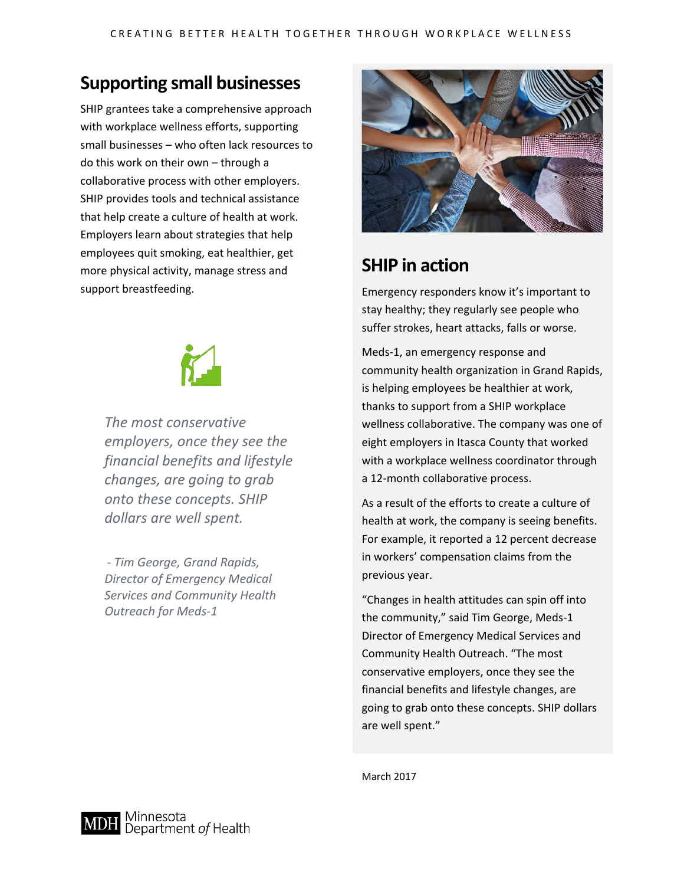## Supporting small businesses

SHIP grantees take a comprehensive approach with workplace wellness efforts, supporting small businesses – who often lack resources to do this work on their own – through a collaborative process with other employers. SHIP provides tools and technical assistance that help create a culture of health at work. Employers learn about strategies that help employees quit smoking, eat healthier, get more physical activity, manage stress and support breastfeeding.

*The most conservative employers, once they see the financial benefits and lifestyle changes, are going to grab onto these concepts. SHIP dollars are well spent.*

*- Tim George, Grand Rapids, Director of Emergency Medical Services and Community Health Outreach for Meds-1*

## SHIP in action

Emergency responders know it's important to stay healthy; they regularly see people who suffer strokes, heart attacks, falls or worse.

Meds-1, an emergency response and community health organization in Grand Rapids, is helping employees be healthier at work, thanks to support from a SHIP workplace wellness collaborative. The company was one of eight employers in Itasca County that worked with a workplace wellness coordinator through a 12-month collaborative process.

As a result of the efforts to create a culture of health at work, the company is seeing benefits. For example, it reported a 12 percent decrease in workers' compensation claims from the previous year.

"Changes in health attitudes can spin off into the community," said Tim George, Meds-1 Director of Emergency Medical Services and Community Health Outreach. "The most conservative employers, once they see the financial benefits and lifestyle changes, are going to grab onto these concepts. SHIP dollars are well spent."

March 2017

MDH Minnesota Department *of* Health